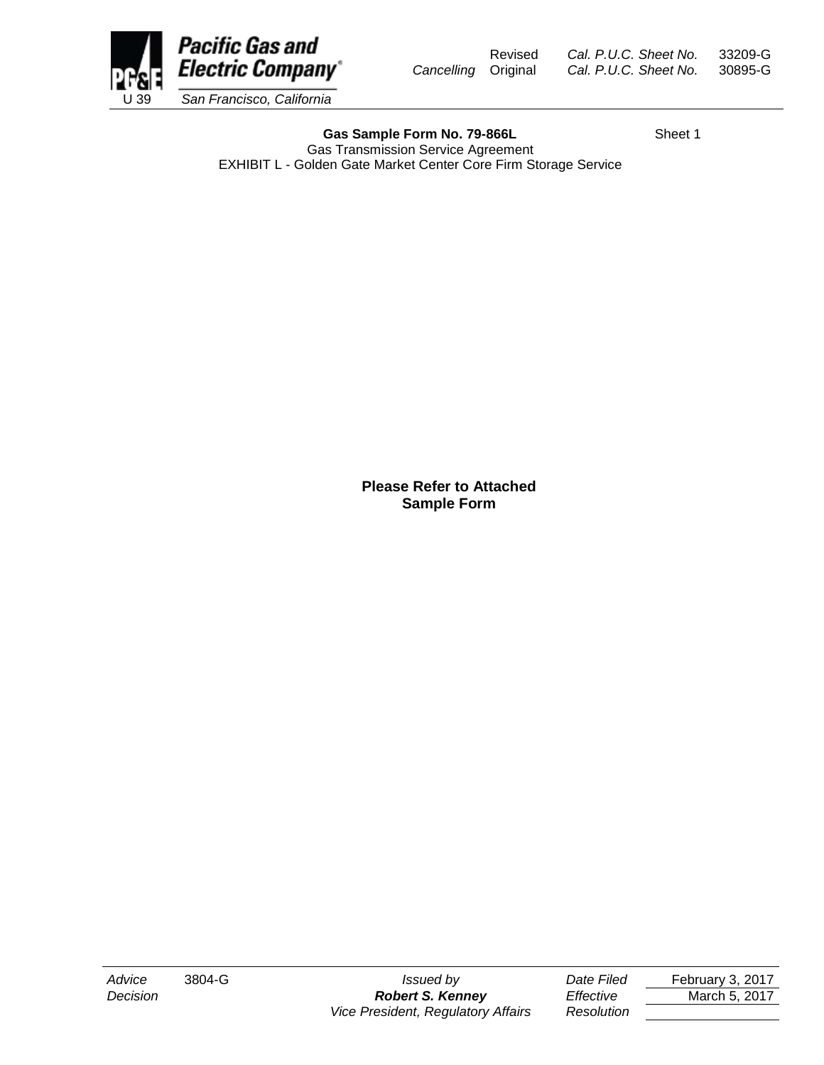Pacific Gas and Electric Company
U 39 San Francisco, California

Revised Cal. P.U.C. Sheet No. 33209-G
Cancelling Original Cal. P.U.C. Sheet No. 30895-G

**Gas Sample Form No. 79-866L** Sheet 1

Gas Transmission Service Agreement

EXHIBIT L - Golden Gate Market Center Core Firm Storage Service

**Please Refer to Attached Sample Form**

| | | | | |
|---|---|---|---|---|
| *Advice* | 3804-G | *Issued by* | *Date Filed* | February 3, 2017 |
| *Decision* | | ***Robert S. Kenney*** | *Effective* | March 5, 2017 |
| | | *Vice President, Regulatory Affairs* | *Resolution* | |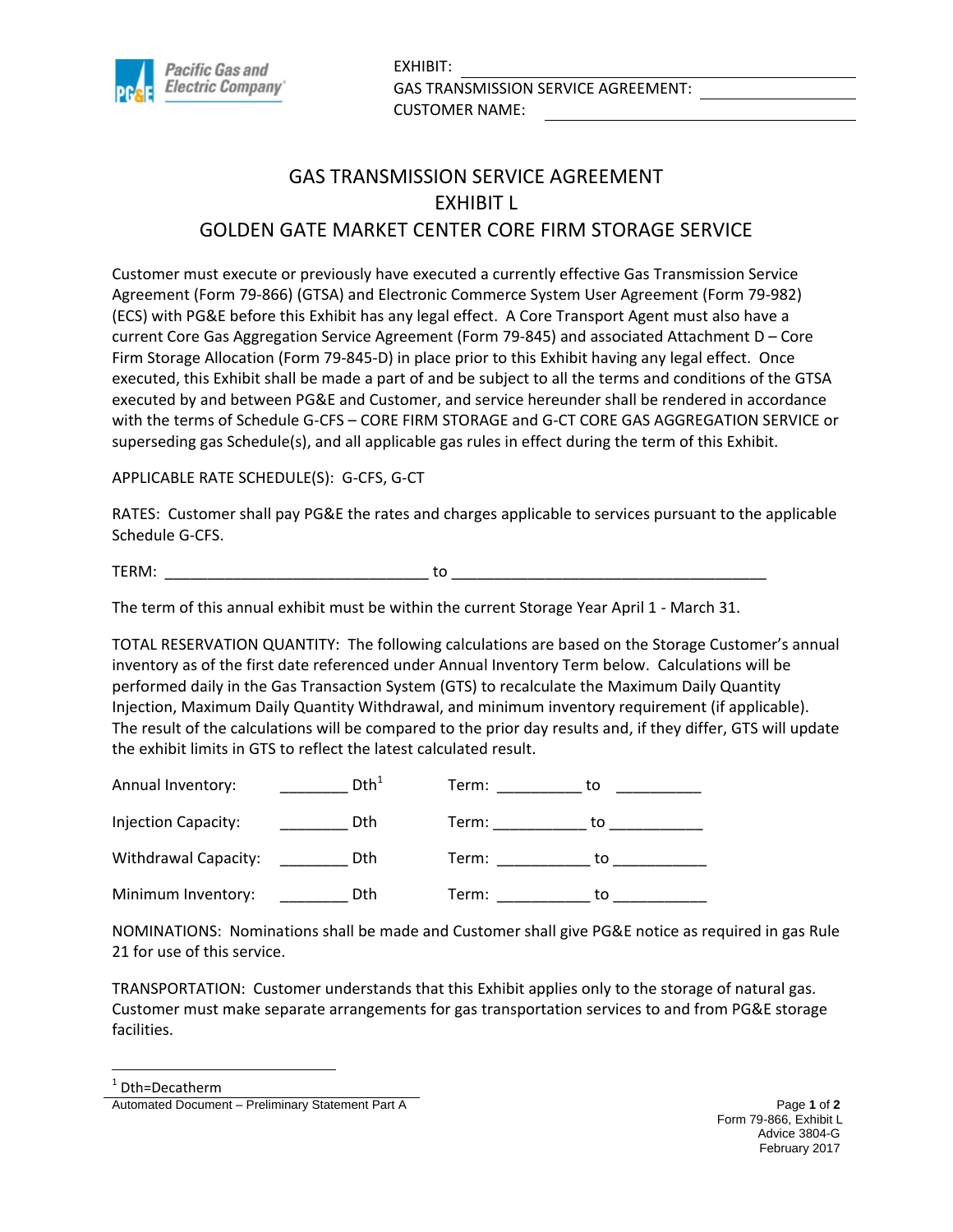Pacific Gas and Electric Company

EXHIBIT: ______________________________
GAS TRANSMISSION SERVICE AGREEMENT: ______________
CUSTOMER NAME: ______________________________

# GAS TRANSMISSION SERVICE AGREEMENT
# EXHIBIT L
# GOLDEN GATE MARKET CENTER CORE FIRM STORAGE SERVICE

Customer must execute or previously have executed a currently effective Gas Transmission Service Agreement (Form 79-866) (GTSA) and Electronic Commerce System User Agreement (Form 79-982) (ECS) with PG&E before this Exhibit has any legal effect. A Core Transport Agent must also have a current Core Gas Aggregation Service Agreement (Form 79-845) and associated Attachment D – Core Firm Storage Allocation (Form 79-845-D) in place prior to this Exhibit having any legal effect. Once executed, this Exhibit shall be made a part of and be subject to all the terms and conditions of the GTSA executed by and between PG&E and Customer, and service hereunder shall be rendered in accordance with the terms of Schedule G-CFS – CORE FIRM STORAGE and G-CT CORE GAS AGGREGATION SERVICE or superseding gas Schedule(s), and all applicable gas rules in effect during the term of this Exhibit.

APPLICABLE RATE SCHEDULE(S): G-CFS, G-CT

RATES: Customer shall pay PG&E the rates and charges applicable to services pursuant to the applicable Schedule G-CFS.

TERM: ______________________________ to ____________________________________

The term of this annual exhibit must be within the current Storage Year April 1 - March 31.

TOTAL RESERVATION QUANTITY: The following calculations are based on the Storage Customer's annual inventory as of the first date referenced under Annual Inventory Term below. Calculations will be performed daily in the Gas Transaction System (GTS) to recalculate the Maximum Daily Quantity Injection, Maximum Daily Quantity Withdrawal, and minimum inventory requirement (if applicable). The result of the calculations will be compared to the prior day results and, if they differ, GTS will update the exhibit limits in GTS to reflect the latest calculated result.

Annual Inventory: ________ Dth[1] Term: __________ to __________

Injection Capacity: ________ Dth Term: ___________ to ___________

Withdrawal Capacity: ________ Dth Term: ___________ to ___________

Minimum Inventory: ________ Dth Term: ___________ to ___________

NOMINATIONS: Nominations shall be made and Customer shall give PG&E notice as required in gas Rule 21 for use of this service.

TRANSPORTATION: Customer understands that this Exhibit applies only to the storage of natural gas. Customer must make separate arrangements for gas transportation services to and from PG&E storage facilities.

[1] Dth=Decatherm

Automated Document – Preliminary Statement Part A

Form 79-866, Exhibit L
Advice 3804-G
February 2017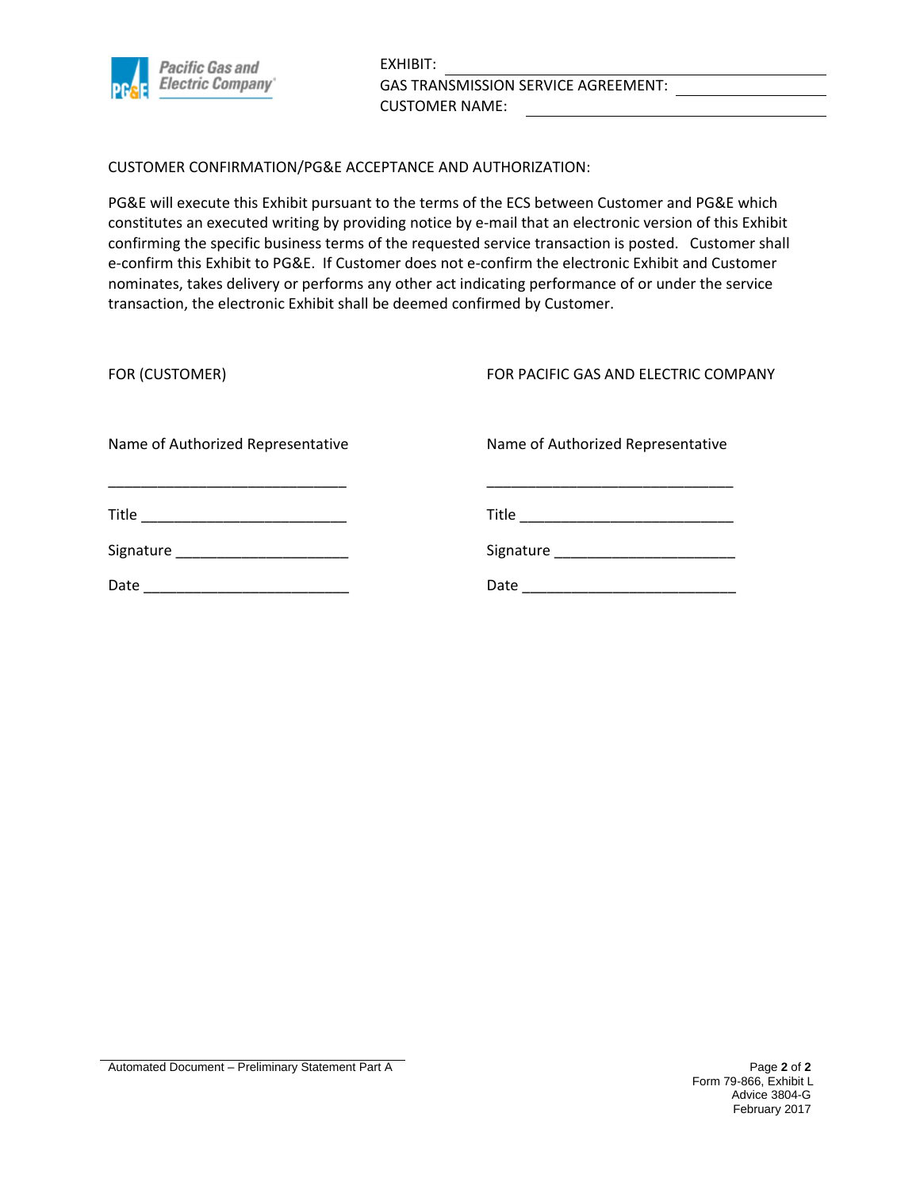EXHIBIT: ______________________________

GAS TRANSMISSION SERVICE AGREEMENT: ______________

CUSTOMER NAME: ______________________________

CUSTOMER CONFIRMATION/PG&E ACCEPTANCE AND AUTHORIZATION:

PG&E will execute this Exhibit pursuant to the terms of the ECS between Customer and PG&E which constitutes an executed writing by providing notice by e-mail that an electronic version of this Exhibit confirming the specific business terms of the requested service transaction is posted. Customer shall e-confirm this Exhibit to PG&E. If Customer does not e-confirm the electronic Exhibit and Customer nominates, takes delivery or performs any other act indicating performance of or under the service transaction, the electronic Exhibit shall be deemed confirmed by Customer.

| FOR (CUSTOMER) | FOR PACIFIC GAS AND ELECTRIC COMPANY |
| --- | --- |
| Name of Authorized Representative | Name of Authorized Representative |
| _____________________________ | _____________________________ |
| Title _________________________ | Title _________________________ |
| Signature _____________________ | Signature _____________________ |
| Date _________________________ | Date _________________________ |

Automated Document – Preliminary Statement Part A

Form 79-866, Exhibit L
Advice 3804-G
February 2017